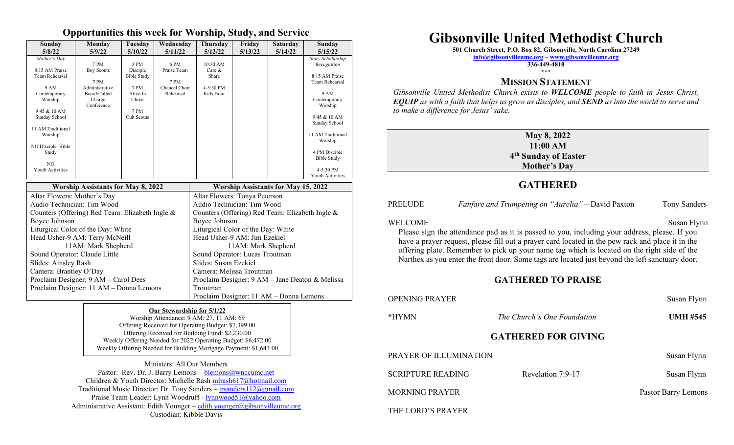## Opportunities this week for Worship, Study, and Service

| Sunday 5/8/22 | Monday 5/9/22 | Tuesday 5/10/22 | Wednesday 5/11/22 | Thursday 5/12/22 | Friday 5/13/22 | Saturday 5/14/22 | Sunday 5/15/22 |
|---|---|---|---|---|---|---|---|
| *Mother's Day*<br><br>8:15 AM Praise Team Rehearsal<br><br>9 AM Contemporary Worship<br><br>9:45 & 10 AM Sunday School<br><br>11 AM Traditional Worship<br><br>NO Disciple Bible Study<br><br>NO Youth Activities | 7 PM Boy Scouts<br><br>7 PM Administrative Board/Called Charge Conference | 3 PM Disciple Bible Study<br><br>7 PM Alive In Christ<br><br>7 PM Cub Scouts | 6 PM Praise Team<br><br>7 PM Chancel Choir Rehearsal | 10:30 AM Care & Share<br><br>4-5:30 PM Kids Hour | | | *Story Scholarship Recognition*<br><br>8:15 AM Praise Team Rehearsal<br><br>9 AM Contemporary Worship<br><br>9:45 & 10 AM Sunday School<br><br>11 AM Traditional Worship<br><br>4 PM Disciple Bible Study<br><br>4-5:30 PM Youth Activities |

| Worship Assistants for May 8, 2022 | Worship Assistants for May 15, 2022 |
|---|---|
| Altar Flowers: Mother's Day | Altar Flowers: Tonya Peterson |
| Audio Technician: Tim Wood | Audio Technician: Tim Wood |
| Counters (Offering) Red Team: Elizabeth Ingle & Boyce Johnson | Counters (Offering) Red Team: Elizabeth Ingle & Boyce Johnson |
| Liturgical Color of the Day: White | Liturgical Color of the Day: White |
| Head Usher-9 AM: Terry McNeill<br>11AM: Mark Shepherd | Head Usher-9 AM: Jim Ezekiel<br>11AM: Mark Shepherd |
| Sound Operator: Claude Little | Sound Operator: Lucas Troutman |
| Slides: Ainsley Rash | Slides: Susan Ezekiel |
| Camera: Brantley O'Day | Camera: Melissa Troutman |
| Proclaim Designer: 9 AM – Carol Dees | Proclaim Designer: 9 AM – Jane Deaton & Melissa Troutman |
| Proclaim Designer: 11 AM – Donna Lemons | Proclaim Designer: 11 AM – Donna Lemons |

**Our Stewardship for 5/1/22**

Worship Attendance: 9 AM: 27, 11 AM: 69
Offering Received for Operating Budget: $7,399.00
Offering Received for Building Fund: $2,230.00
Weekly Offering Needed for 2022 Operating Budget: $6,472.00
Weekly Offering Needed for Building Mortgage Payment: $1,643.00

Ministers: All Our Members
Pastor: Rev. Dr. J. Barry Lemons – blemons@wnccumc.net
Children & Youth Director: Michelle Rash mlrash617@hotmail.com
Traditional Music Director: Dr. Tony Sanders – trsanders112@gmail.com
Praise Team Leader: Lynn Woodruff - lynnwood51@yahoo.com
Administrative Assistant: Edith Younger – edith.younger@gibsonvilleumc.org
Custodian: Kibble Davis

# Gibsonville United Methodist Church

**501 Church Street, P.O. Box 82, Gibsonville, North Carolina 27249**
**info@gibsonvilleumc.org – www.gibsonvilleumc.org**
**336-449-4810**
\*\*\*

## MISSION STATEMENT

*Gibsonville United Methodist Church exists to **WELCOME** people to faith in Jesus Christ, **EQUIP** us with a faith that helps us grow as disciples, and **SEND** us into the world to serve and to make a difference for Jesus' sake.*

**May 8, 2022**
**11:00 AM**
**4th Sunday of Easter**
**Mother's Day**

## GATHERED

PRELUDE — *Fanfare and Trumpeting on "Aurelia"* – David Paxton — Tony Sanders

WELCOME — Susan Flynn

Please sign the attendance pad as it is passed to you, including your address, please. If you have a prayer request, please fill out a prayer card located in the pew rack and place it in the offering plate. Remember to pick up your name tag which is located on the right side of the Narthex as you enter the front door. Some tags are located just beyond the left sanctuary door.

## GATHERED TO PRAISE

OPENING PRAYER — Susan Flynn

\*HYMN — *The Church's One Foundation* — **UMH #545**

## GATHERED FOR GIVING

PRAYER OF ILLUMINATION — Susan Flynn

SCRIPTURE READING — Revelation 7:9-17 — Susan Flynn

MORNING PRAYER — Pastor Barry Lemons

THE LORD'S PRAYER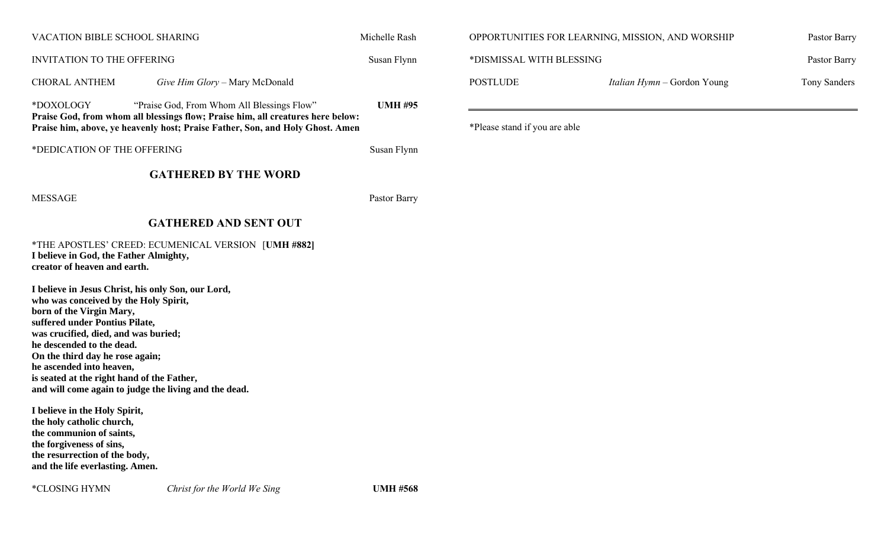VACATION BIBLE SCHOOL SHARING Michelle Rash

INVITATION TO THE OFFERING Susan Flynn

CHORAL ANTHEM *Give Him Glory* – Mary McDonald

*DOXOLOGY "Praise God, From Whom All Blessings Flow" **UMH #95**

**Praise God, from whom all blessings flow; Praise him, all creatures here below: Praise him, above, ye heavenly host; Praise Father, Son, and Holy Ghost. Amen**

*DEDICATION OF THE OFFERING Susan Flynn

## GATHERED BY THE WORD

MESSAGE Pastor Barry

## GATHERED AND SENT OUT

*THE APOSTLES' CREED: ECUMENICAL VERSION [**UMH #882]**

**I believe in God, the Father Almighty,**
**creator of heaven and earth.**

**I believe in Jesus Christ, his only Son, our Lord,**
**who was conceived by the Holy Spirit,**
**born of the Virgin Mary,**
**suffered under Pontius Pilate,**
**was crucified, died, and was buried;**
**he descended to the dead.**
**On the third day he rose again;**
**he ascended into heaven,**
**is seated at the right hand of the Father,**
**and will come again to judge the living and the dead.**

**I believe in the Holy Spirit,**
**the holy catholic church,**
**the communion of saints,**
**the forgiveness of sins,**
**the resurrection of the body,**
**and the life everlasting. Amen.**

*CLOSING HYMN *Christ for the World We Sing* **UMH #568**

OPPORTUNITIES FOR LEARNING, MISSION, AND WORSHIP Pastor Barry

*DISMISSAL WITH BLESSING Pastor Barry

POSTLUDE *Italian Hymn* – Gordon Young Tony Sanders

---

*Please stand if you are able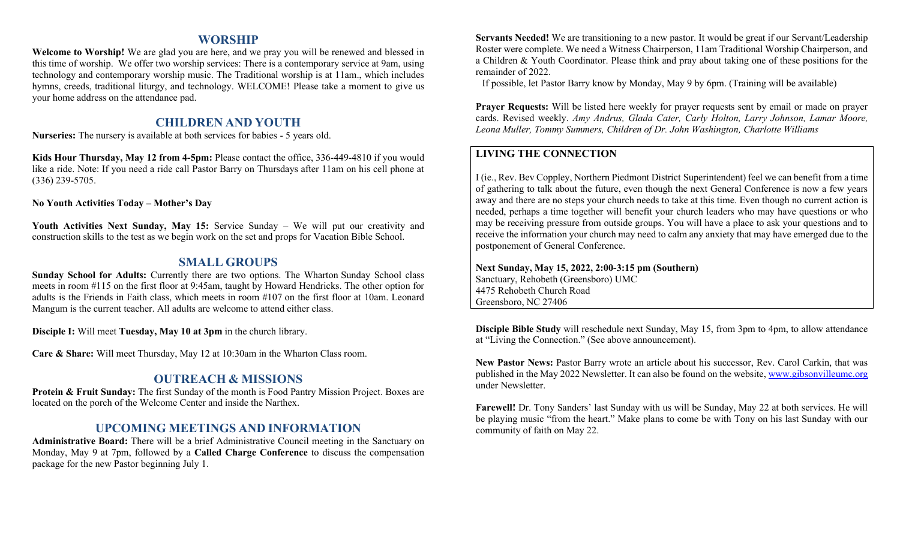## WORSHIP

**Welcome to Worship!** We are glad you are here, and we pray you will be renewed and blessed in this time of worship. We offer two worship services: There is a contemporary service at 9am, using technology and contemporary worship music. The Traditional worship is at 11am., which includes hymns, creeds, traditional liturgy, and technology. WELCOME! Please take a moment to give us your home address on the attendance pad.

## CHILDREN AND YOUTH

**Nurseries:** The nursery is available at both services for babies - 5 years old.

**Kids Hour Thursday, May 12 from 4-5pm:** Please contact the office, 336-449-4810 if you would like a ride. Note: If you need a ride call Pastor Barry on Thursdays after 11am on his cell phone at (336) 239-5705.

**No Youth Activities Today – Mother's Day**

**Youth Activities Next Sunday, May 15:** Service Sunday – We will put our creativity and construction skills to the test as we begin work on the set and props for Vacation Bible School.

## SMALL GROUPS

**Sunday School for Adults:** Currently there are two options. The Wharton Sunday School class meets in room #115 on the first floor at 9:45am, taught by Howard Hendricks. The other option for adults is the Friends in Faith class, which meets in room #107 on the first floor at 10am. Leonard Mangum is the current teacher. All adults are welcome to attend either class.

**Disciple I:** Will meet **Tuesday, May 10 at 3pm** in the church library.

**Care & Share:** Will meet Thursday, May 12 at 10:30am in the Wharton Class room.

## OUTREACH & MISSIONS

**Protein & Fruit Sunday:** The first Sunday of the month is Food Pantry Mission Project. Boxes are located on the porch of the Welcome Center and inside the Narthex.

## UPCOMING MEETINGS AND INFORMATION

**Administrative Board:** There will be a brief Administrative Council meeting in the Sanctuary on Monday, May 9 at 7pm, followed by a **Called Charge Conference** to discuss the compensation package for the new Pastor beginning July 1.

**Servants Needed!** We are transitioning to a new pastor. It would be great if our Servant/Leadership Roster were complete. We need a Witness Chairperson, 11am Traditional Worship Chairperson, and a Children & Youth Coordinator. Please think and pray about taking one of these positions for the remainder of 2022.

If possible, let Pastor Barry know by Monday, May 9 by 6pm. (Training will be available)

**Prayer Requests:** Will be listed here weekly for prayer requests sent by email or made on prayer cards. Revised weekly. *Amy Andrus, Glada Cater, Carly Holton, Larry Johnson, Lamar Moore, Leona Muller, Tommy Summers, Children of Dr. John Washington, Charlotte Williams*

**LIVING THE CONNECTION**

I (ie., Rev. Bev Coppley, Northern Piedmont District Superintendent) feel we can benefit from a time of gathering to talk about the future, even though the next General Conference is now a few years away and there are no steps your church needs to take at this time. Even though no current action is needed, perhaps a time together will benefit your church leaders who may have questions or who may be receiving pressure from outside groups. You will have a place to ask your questions and to receive the information your church may need to calm any anxiety that may have emerged due to the postponement of General Conference.

**Next Sunday, May 15, 2022, 2:00-3:15 pm (Southern)**
Sanctuary, Rehobeth (Greensboro) UMC
4475 Rehobeth Church Road
Greensboro, NC 27406

**Disciple Bible Study** will reschedule next Sunday, May 15, from 3pm to 4pm, to allow attendance at "Living the Connection." (See above announcement).

**New Pastor News:** Pastor Barry wrote an article about his successor, Rev. Carol Carkin, that was published in the May 2022 Newsletter. It can also be found on the website, www.gibsonvilleumc.org under Newsletter.

**Farewell!** Dr. Tony Sanders' last Sunday with us will be Sunday, May 22 at both services. He will be playing music "from the heart." Make plans to come be with Tony on his last Sunday with our community of faith on May 22.